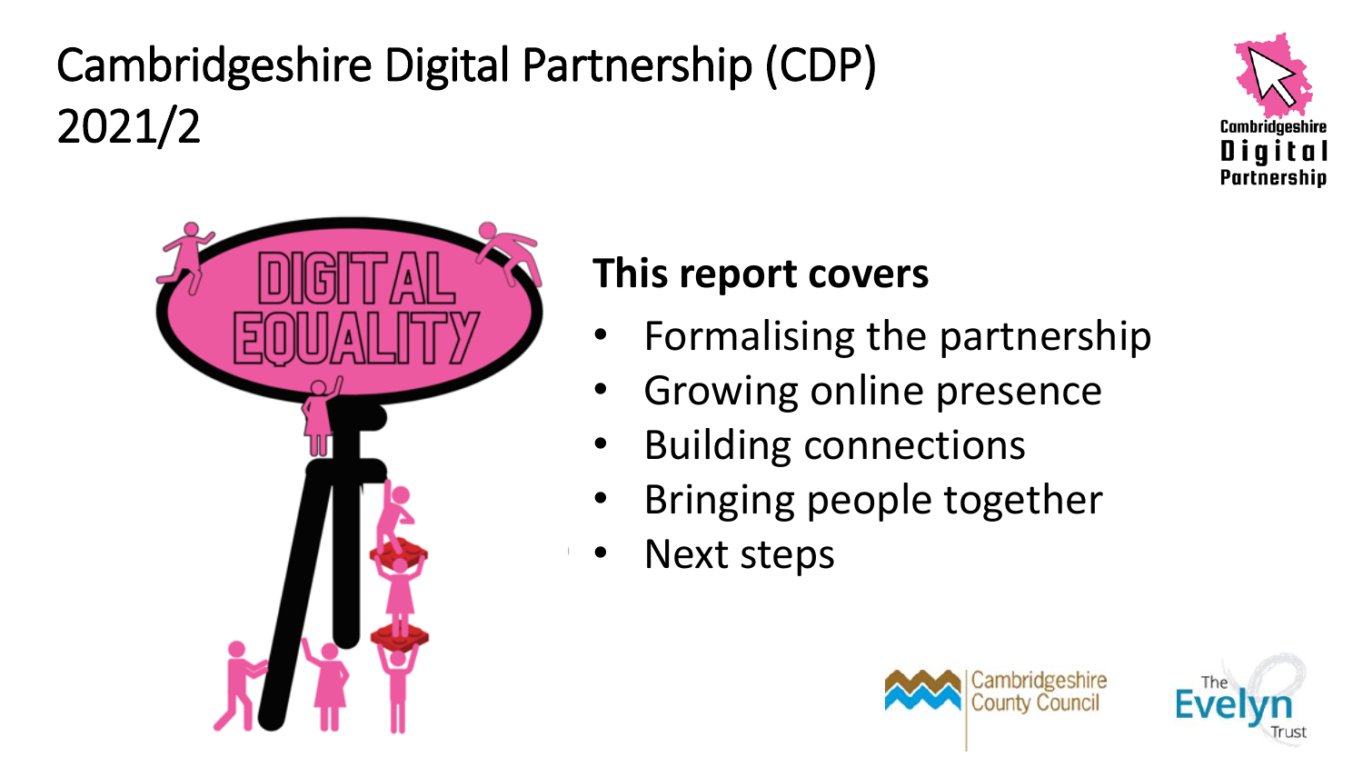# Cambridgeshire Digital Partnership (CDP) 2021/2

DIGITAL EQUALITY

**This report covers**

- Formalising the partnership
- Growing online presence
- Building connections
- Bringing people together
- Next steps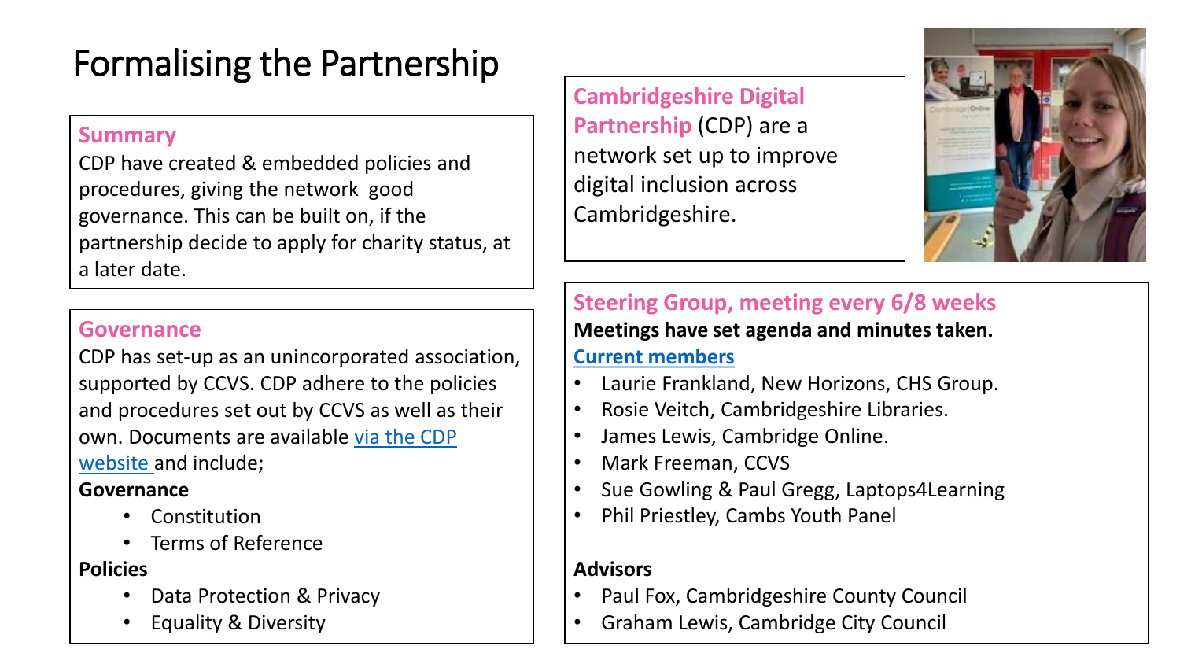# Formalising the Partnership

## Summary

CDP have created & embedded policies and procedures, giving the network good governance. This can be built on, if the partnership decide to apply for charity status, at a later date.

## Governance

CDP has set-up as an unincorporated association, supported by CCVS. CDP adhere to the policies and procedures set out by CCVS as well as their own. Documents are available via the CDP website and include;

**Governance**

- Constitution
- Terms of Reference

**Policies**

- Data Protection & Privacy
- Equality & Diversity

**Cambridgeshire Digital Partnership** (CDP) are a network set up to improve digital inclusion across Cambridgeshire.

## Steering Group, meeting every 6/8 weeks

**Meetings have set agenda and minutes taken.**

**Current members**

- Laurie Frankland, New Horizons, CHS Group.
- Rosie Veitch, Cambridgeshire Libraries.
- James Lewis, Cambridge Online.
- Mark Freeman, CCVS
- Sue Gowling & Paul Gregg, Laptops4Learning
- Phil Priestley, Cambs Youth Panel

**Advisors**

- Paul Fox, Cambridgeshire County Council
- Graham Lewis, Cambridge City Council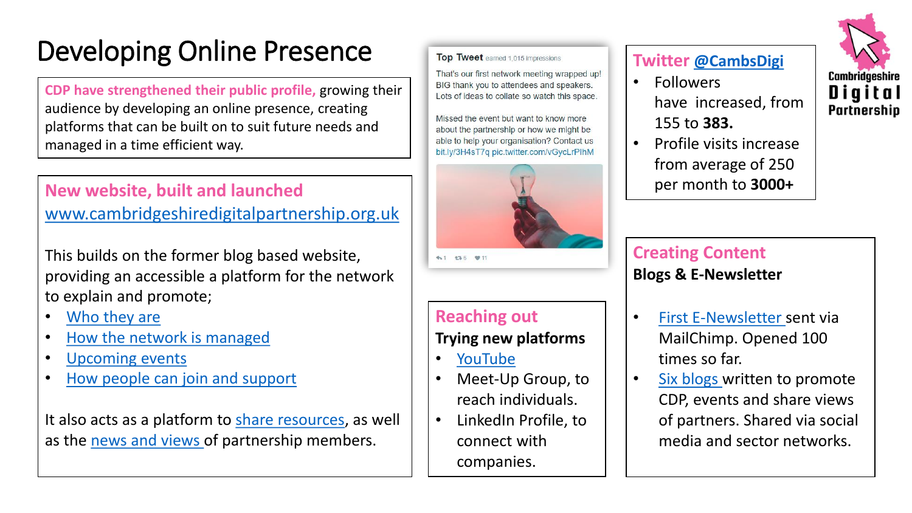# Developing Online Presence

**CDP have strengthened their public profile,** growing their audience by developing an online presence, creating platforms that can be built on to suit future needs and managed in a time efficient way.

## New website, built and launched

www.cambridgeshiredigitalpartnership.org.uk

This builds on the former blog based website, providing an accessible platform for the network to explain and promote;

- Who they are
- How the network is managed
- Upcoming events
- How people can join and support

It also acts as a platform to share resources, as well as the news and views of partnership members.

**Top Tweet** earned 1,015 impressions

That's our first network meeting wrapped up! BIG thank you to attendees and speakers. Lots of ideas to collate so watch this space.

Missed the event but want to know more about the partnership or how we might be able to help your organisation? Contact us bit.ly/3H4sT7q pic.twitter.com/vGycLrPlhM

1 5 11

## Reaching out

**Trying new platforms**

- YouTube
- Meet-Up Group, to reach individuals.
- LinkedIn Profile, to connect with companies.

## Twitter @CambsDigi

- Followers have increased, from 155 to **383.**
- Profile visits increase from average of 250 per month to **3000+**

Cambridgeshire Digital Partnership

## Creating Content

**Blogs & E-Newsletter**

- First E-Newsletter sent via MailChimp. Opened 100 times so far.
- Six blogs written to promote CDP, events and share views of partners. Shared via social media and sector networks.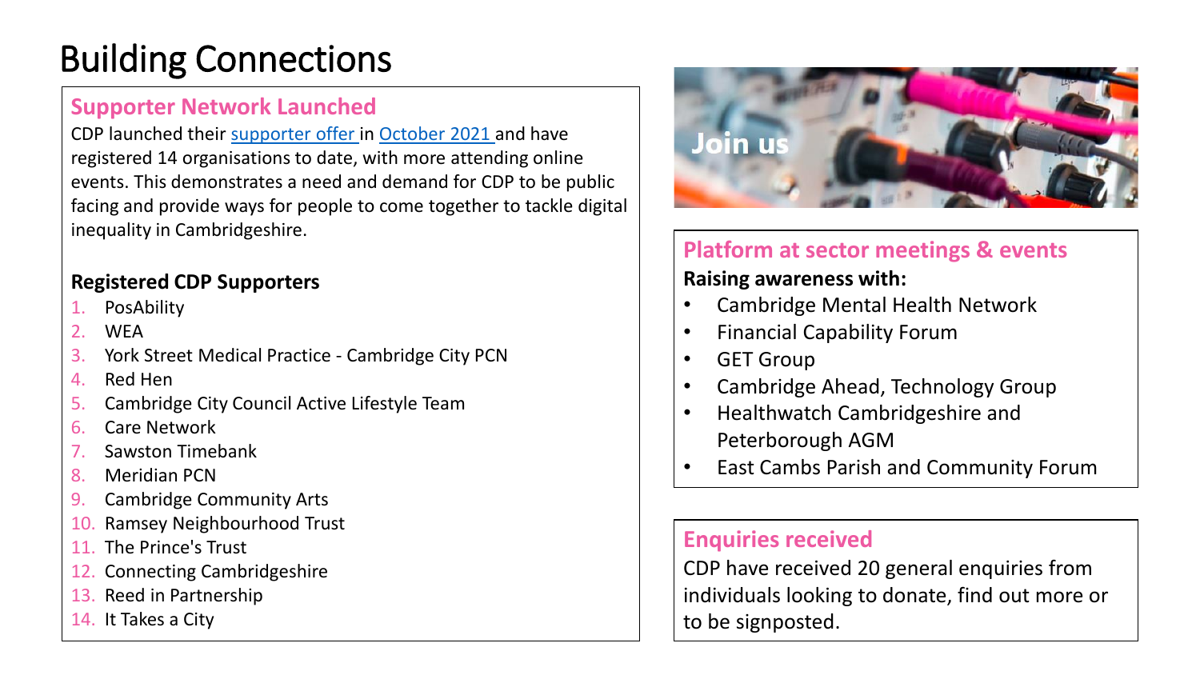# Building Connections

## Supporter Network Launched

CDP launched their supporter offer in October 2021 and have registered 14 organisations to date, with more attending online events. This demonstrates a need and demand for CDP to be public facing and provide ways for people to come together to tackle digital inequality in Cambridgeshire.

### Registered CDP Supporters

1. PosAbility
2. WEA
3. York Street Medical Practice - Cambridge City PCN
4. Red Hen
5. Cambridge City Council Active Lifestyle Team
6. Care Network
7. Sawston Timebank
8. Meridian PCN
9. Cambridge Community Arts
10. Ramsey Neighbourhood Trust
11. The Prince's Trust
12. Connecting Cambridgeshire
13. Reed in Partnership
14. It Takes a City

Join us

## Platform at sector meetings & events

**Raising awareness with:**

- Cambridge Mental Health Network
- Financial Capability Forum
- GET Group
- Cambridge Ahead, Technology Group
- Healthwatch Cambridgeshire and Peterborough AGM
- East Cambs Parish and Community Forum

## Enquiries received

CDP have received 20 general enquiries from individuals looking to donate, find out more or to be signposted.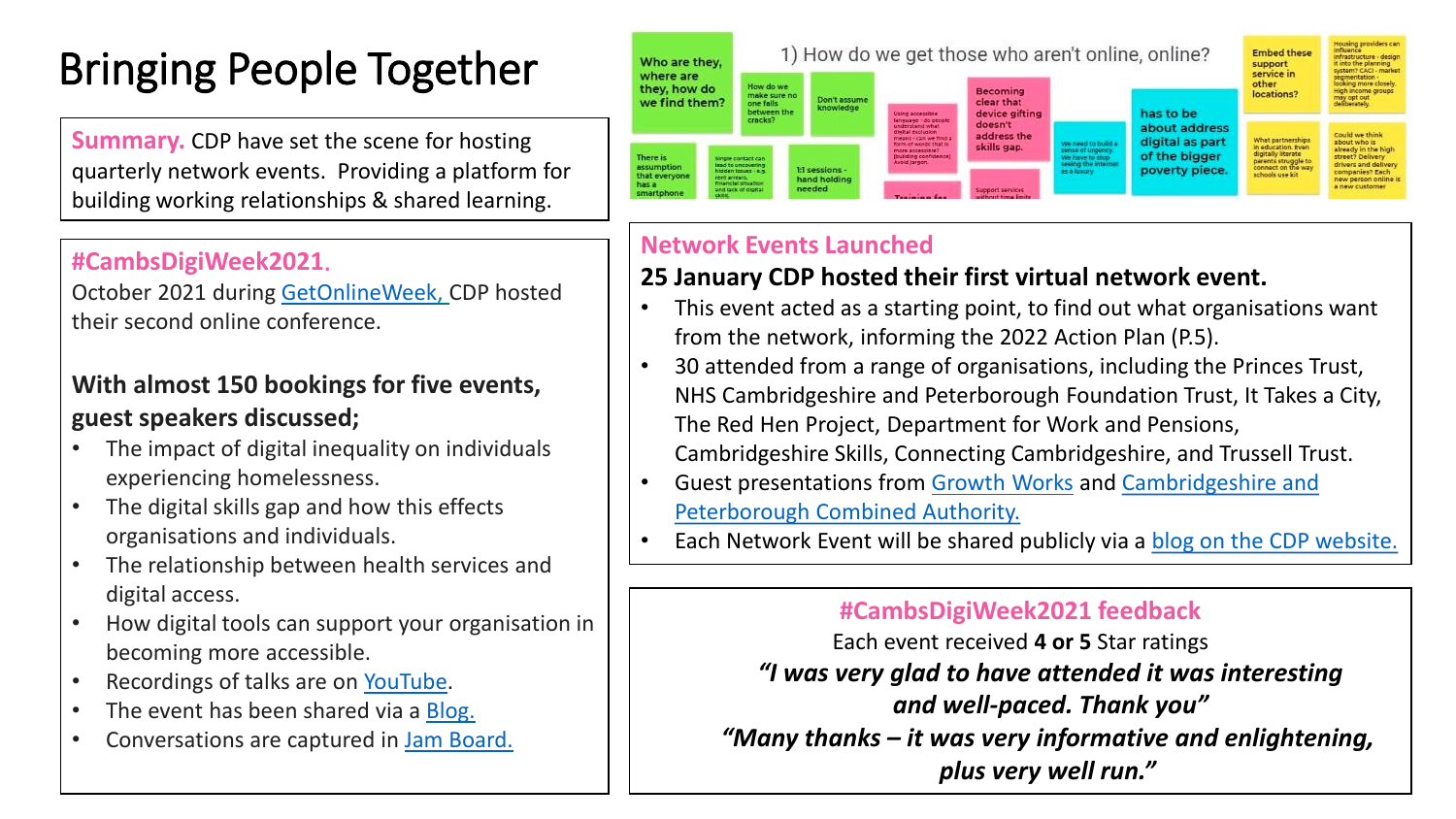# Bringing People Together

**Summary.** CDP have set the scene for hosting quarterly network events. Providing a platform for building working relationships & shared learning.

## #CambsDigiWeek2021.

October 2021 during GetOnlineWeek, CDP hosted their second online conference.

**With almost 150 bookings for five events, guest speakers discussed;**

- The impact of digital inequality on individuals experiencing homelessness.
- The digital skills gap and how this effects organisations and individuals.
- The relationship between health services and digital access.
- How digital tools can support your organisation in becoming more accessible.
- Recordings of talks are on YouTube.
- The event has been shared via a Blog.
- Conversations are captured in Jam Board.

1) How do we get those who aren't online, online?

Who are they, where are they, how do we find them?

How do we make sure no one falls between the cracks?

Don't assume knowledge

There is assumption that everyone has a smartphone

Simple contact can lead to uncovering hidden issues - e.g. rent arrears, financial situation and lack of digital skills.

1:1 sessions - hand holding needed

Using accessible language - do people understand what digital exclusion means - can we find a form of words that is more accessible? (building confidence) Avoid jargon.

Training for

Becoming clear that device gifting doesn't address the skills gap.

Support services without time limits

We need to build a sense of urgency. We have to stop seeing the internet as a luxury.

has to be about address digital as part of the bigger poverty piece.

Embed these support service in other locations?

What partnerships in education. Even digitally literate parents struggle to connect on the way schools use kit

Housing providers can influence infrastructure - design it into the planning system? CACI - market segmentation - looking more closely. High income groups may opt out deliberately.

Could we think about who is already in the high street? Delivery drivers and delivery companies? Each new person online is a new customer

## Network Events Launched

**25 January CDP hosted their first virtual network event.**

- This event acted as a starting point, to find out what organisations want from the network, informing the 2022 Action Plan (P.5).
- 30 attended from a range of organisations, including the Princes Trust, NHS Cambridgeshire and Peterborough Foundation Trust, It Takes a City, The Red Hen Project, Department for Work and Pensions, Cambridgeshire Skills, Connecting Cambridgeshire, and Trussell Trust.
- Guest presentations from Growth Works and Cambridgeshire and Peterborough Combined Authority.
- Each Network Event will be shared publicly via a blog on the CDP website.

## #CambsDigiWeek2021 feedback

Each event received **4 or 5** Star ratings

***"I was very glad to have attended it was interesting and well-paced. Thank you"***

***"Many thanks – it was very informative and enlightening, plus very well run."***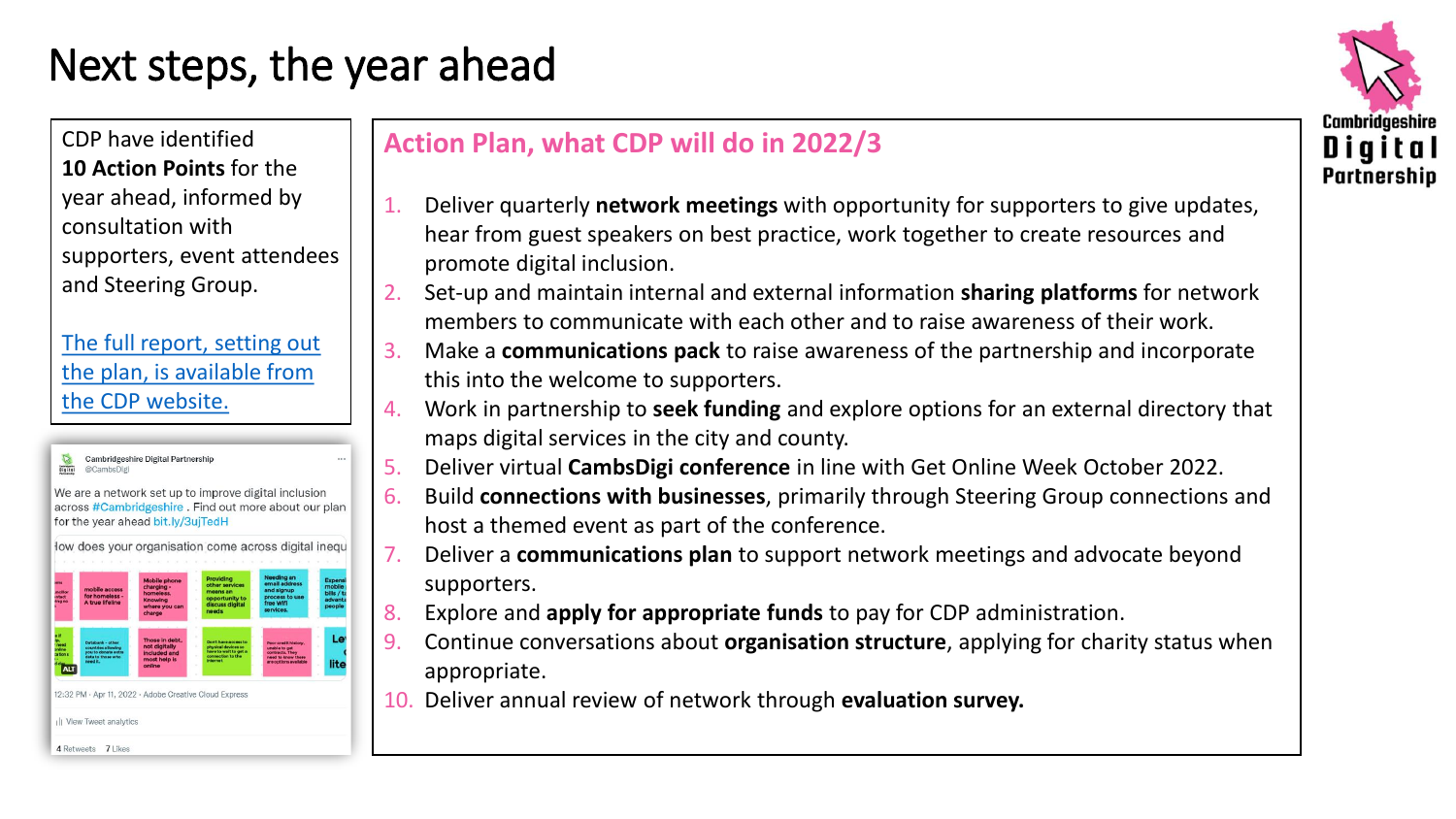# Next steps, the year ahead

Cambridgeshire Digital Partnership

CDP have identified **10 Action Points** for the year ahead, informed by consultation with supporters, event attendees and Steering Group.

The full report, setting out the plan, is available from the CDP website.

Cambridgeshire Digital Partnership
@CambsDigi

We are a network set up to improve digital inclusion across #Cambridgeshire . Find out more about our plan for the year ahead bit.ly/3ujTedH

12:32 PM · Apr 11, 2022 · Adobe Creative Cloud Express

View Tweet analytics

4 Retweets 7 Likes

## Action Plan, what CDP will do in 2022/3

1. Deliver quarterly **network meetings** with opportunity for supporters to give updates, hear from guest speakers on best practice, work together to create resources and promote digital inclusion.
2. Set-up and maintain internal and external information **sharing platforms** for network members to communicate with each other and to raise awareness of their work.
3. Make a **communications pack** to raise awareness of the partnership and incorporate this into the welcome to supporters.
4. Work in partnership to **seek funding** and explore options for an external directory that maps digital services in the city and county.
5. Deliver virtual **CambsDigi conference** in line with Get Online Week October 2022.
6. Build **connections with businesses**, primarily through Steering Group connections and host a themed event as part of the conference.
7. Deliver a **communications plan** to support network meetings and advocate beyond supporters.
8. Explore and **apply for appropriate funds** to pay for CDP administration.
9. Continue conversations about **organisation structure**, applying for charity status when appropriate.
10. Deliver annual review of network through **evaluation survey.**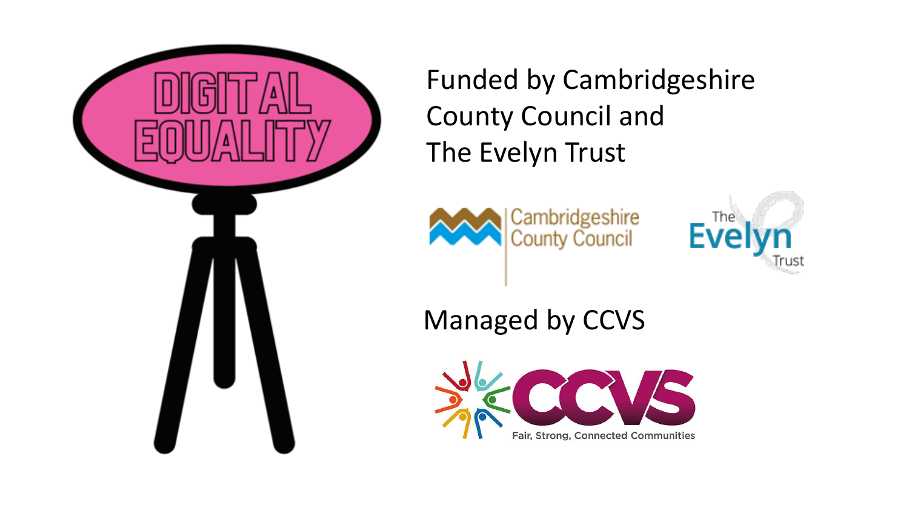DIGITAL EQUALITY

Funded by Cambridgeshire County Council and The Evelyn Trust

Cambridgeshire County Council

The Evelyn Trust

Managed by CCVS

CCVS

Fair, Strong, Connected Communities